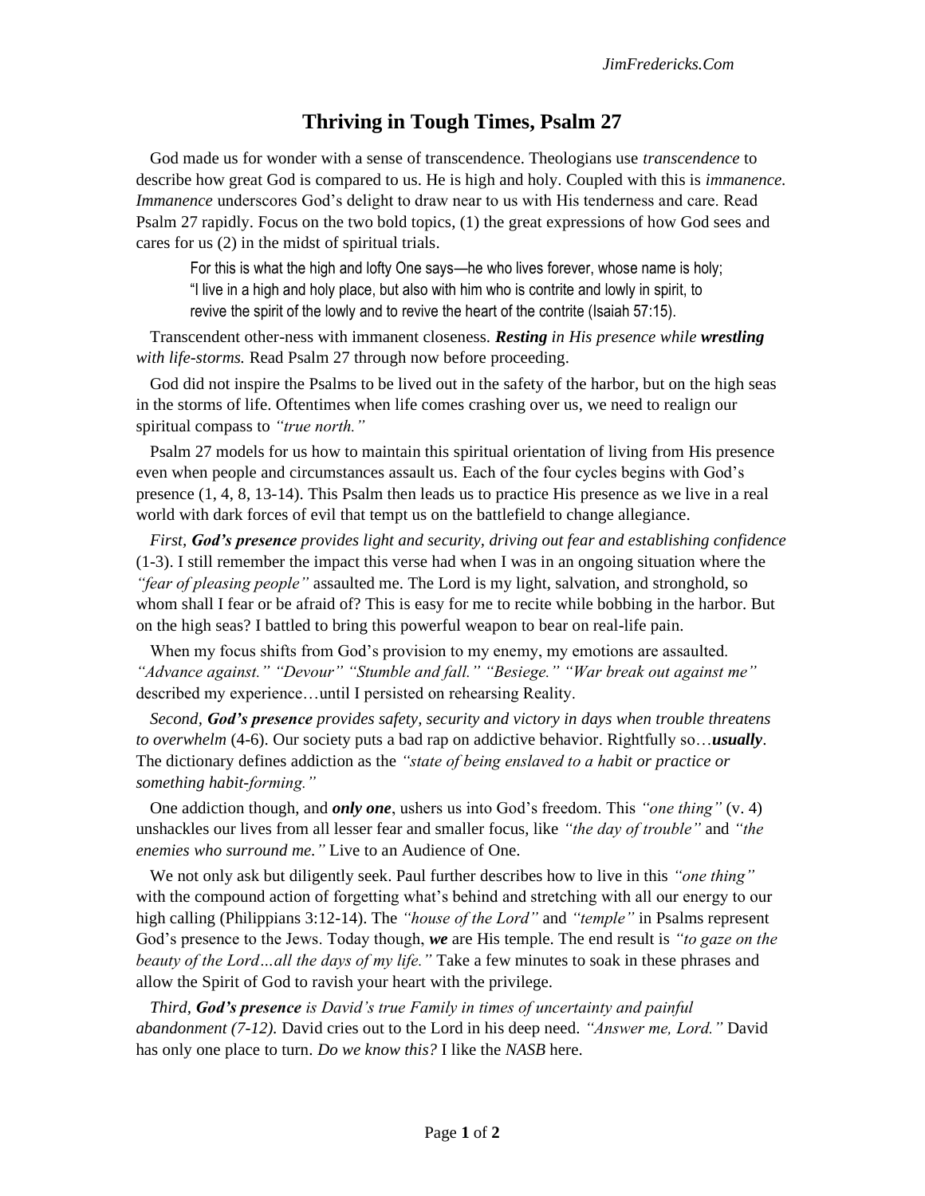# Thriving in Tough Times, Psalm 27

God made us for wonder with a sense of transcendence. Theologians use *transcendence* to describe how great God is compared to us. He is high and holy. Coupled with this is *immanence*. *Immanence* underscores God's delight to draw near to us with His tenderness and care. Read Psalm 27 rapidly. Focus on the two bold topics, (1) the great expressions of how God sees and cares for us (2) in the midst of spiritual trials.

> For this is what the high and lofty One says—he who lives forever, whose name is holy; "I live in a high and holy place, but also with him who is contrite and lowly in spirit, to revive the spirit of the lowly and to revive the heart of the contrite (Isaiah 57:15).

Transcendent other-ness with immanent closeness. ***Resting** in His presence while **wrestling** with life-storms.* Read Psalm 27 through now before proceeding.

God did not inspire the Psalms to be lived out in the safety of the harbor, but on the high seas in the storms of life. Oftentimes when life comes crashing over us, we need to realign our spiritual compass to *"true north."*

Psalm 27 models for us how to maintain this spiritual orientation of living from His presence even when people and circumstances assault us. Each of the four cycles begins with God's presence (1, 4, 8, 13-14). This Psalm then leads us to practice His presence as we live in a real world with dark forces of evil that tempt us on the battlefield to change allegiance.

*First, **God's presence** provides light and security, driving out fear and establishing confidence* (1-3). I still remember the impact this verse had when I was in an ongoing situation where the *"fear of pleasing people"* assaulted me. The Lord is my light, salvation, and stronghold, so whom shall I fear or be afraid of? This is easy for me to recite while bobbing in the harbor. But on the high seas? I battled to bring this powerful weapon to bear on real-life pain.

When my focus shifts from God's provision to my enemy, my emotions are assaulted. *"Advance against." "Devour" "Stumble and fall." "Besiege." "War break out against me"* described my experience…until I persisted on rehearsing Reality.

*Second, **God's presence** provides safety, security and victory in days when trouble threatens to overwhelm* (4-6). Our society puts a bad rap on addictive behavior. Rightfully so…***usually***. The dictionary defines addiction as the *"state of being enslaved to a habit or practice or something habit-forming."*

One addiction though, and ***only one***, ushers us into God's freedom. This *"one thing"* (v. 4) unshackles our lives from all lesser fear and smaller focus, like *"the day of trouble"* and *"the enemies who surround me."* Live to an Audience of One.

We not only ask but diligently seek. Paul further describes how to live in this *"one thing"* with the compound action of forgetting what's behind and stretching with all our energy to our high calling (Philippians 3:12-14). The *"house of the Lord"* and *"temple"* in Psalms represent God's presence to the Jews. Today though, ***we*** are His temple. The end result is *"to gaze on the beauty of the Lord…all the days of my life."* Take a few minutes to soak in these phrases and allow the Spirit of God to ravish your heart with the privilege.

*Third, **God's presence** is David's true Family in times of uncertainty and painful abandonment (7-12).* David cries out to the Lord in his deep need. *"Answer me, Lord."* David has only one place to turn. *Do we know this?* I like the *NASB* here.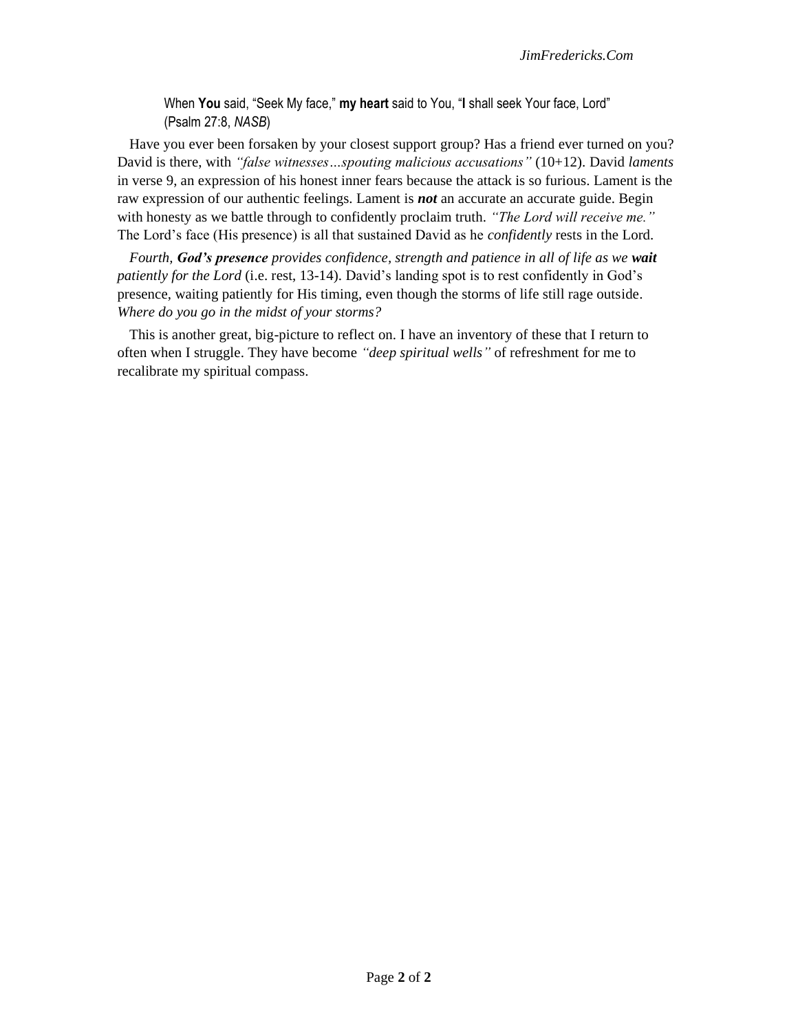When **You** said, "Seek My face," **my heart** said to You, "**I** shall seek Your face, Lord" (Psalm 27:8, *NASB*)

Have you ever been forsaken by your closest support group? Has a friend ever turned on you? David is there, with *"false witnesses…spouting malicious accusations"* (10+12). David *laments* in verse 9, an expression of his honest inner fears because the attack is so furious. Lament is the raw expression of our authentic feelings. Lament is ***not*** an accurate an accurate guide. Begin with honesty as we battle through to confidently proclaim truth. *"The Lord will receive me."* The Lord's face (His presence) is all that sustained David as he *confidently* rests in the Lord.

*Fourth, **God's presence** provides confidence, strength and patience in all of life as we **wait** patiently for the Lord* (i.e. rest, 13-14). David's landing spot is to rest confidently in God's presence, waiting patiently for His timing, even though the storms of life still rage outside. *Where do you go in the midst of your storms?*

This is another great, big-picture to reflect on. I have an inventory of these that I return to often when I struggle. They have become *"deep spiritual wells"* of refreshment for me to recalibrate my spiritual compass.